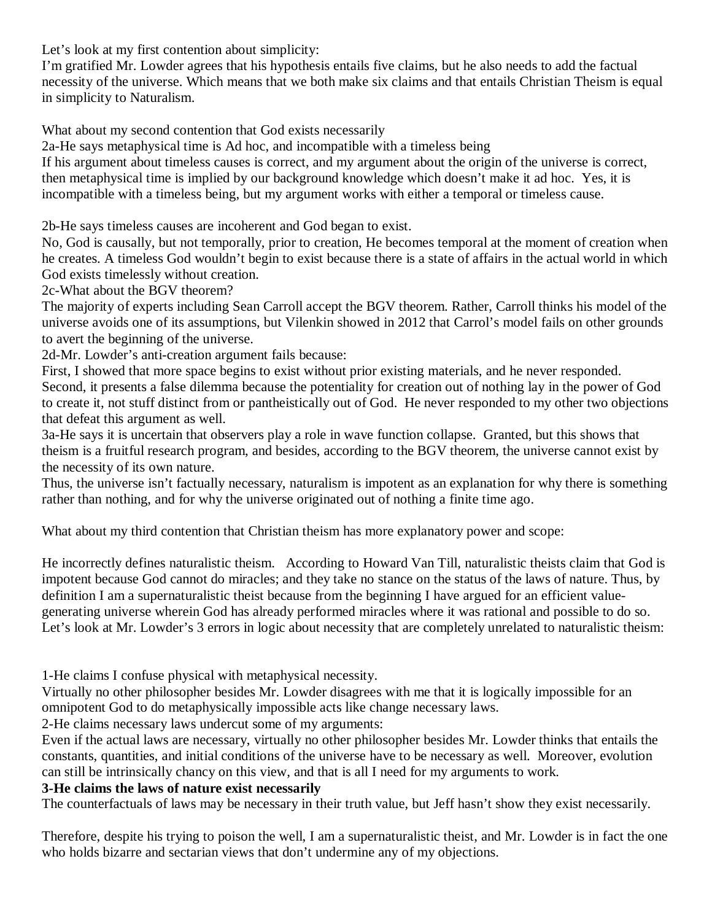Let's look at my first contention about simplicity:
I'm gratified Mr. Lowder agrees that his hypothesis entails five claims, but he also needs to add the factual necessity of the universe. Which means that we both make six claims and that entails Christian Theism is equal in simplicity to Naturalism.

What about my second contention that God exists necessarily
2a-He says metaphysical time is Ad hoc, and incompatible with a timeless being
If his argument about timeless causes is correct, and my argument about the origin of the universe is correct, then metaphysical time is implied by our background knowledge which doesn't make it ad hoc. Yes, it is incompatible with a timeless being, but my argument works with either a temporal or timeless cause.

2b-He says timeless causes are incoherent and God began to exist.
No, God is causally, but not temporally, prior to creation, He becomes temporal at the moment of creation when he creates. A timeless God wouldn't begin to exist because there is a state of affairs in the actual world in which God exists timelessly without creation.
2c-What about the BGV theorem?
The majority of experts including Sean Carroll accept the BGV theorem. Rather, Carroll thinks his model of the universe avoids one of its assumptions, but Vilenkin showed in 2012 that Carrol's model fails on other grounds to avert the beginning of the universe.
2d-Mr. Lowder's anti-creation argument fails because:
First, I showed that more space begins to exist without prior existing materials, and he never responded. Second, it presents a false dilemma because the potentiality for creation out of nothing lay in the power of God to create it, not stuff distinct from or pantheistically out of God. He never responded to my other two objections that defeat this argument as well.
3a-He says it is uncertain that observers play a role in wave function collapse. Granted, but this shows that theism is a fruitful research program, and besides, according to the BGV theorem, the universe cannot exist by the necessity of its own nature.
Thus, the universe isn't factually necessary, naturalism is impotent as an explanation for why there is something rather than nothing, and for why the universe originated out of nothing a finite time ago.

What about my third contention that Christian theism has more explanatory power and scope:

He incorrectly defines naturalistic theism. According to Howard Van Till, naturalistic theists claim that God is impotent because God cannot do miracles; and they take no stance on the status of the laws of nature. Thus, by definition I am a supernaturalistic theist because from the beginning I have argued for an efficient value-generating universe wherein God has already performed miracles where it was rational and possible to do so. Let's look at Mr. Lowder's 3 errors in logic about necessity that are completely unrelated to naturalistic theism:

1-He claims I confuse physical with metaphysical necessity.
Virtually no other philosopher besides Mr. Lowder disagrees with me that it is logically impossible for an omnipotent God to do metaphysically impossible acts like change necessary laws.
2-He claims necessary laws undercut some of my arguments:
Even if the actual laws are necessary, virtually no other philosopher besides Mr. Lowder thinks that entails the constants, quantities, and initial conditions of the universe have to be necessary as well. Moreover, evolution can still be intrinsically chancy on this view, and that is all I need for my arguments to work.
**3-He claims the laws of nature exist necessarily**
The counterfactuals of laws may be necessary in their truth value, but Jeff hasn't show they exist necessarily.

Therefore, despite his trying to poison the well, I am a supernaturalistic theist, and Mr. Lowder is in fact the one who holds bizarre and sectarian views that don't undermine any of my objections.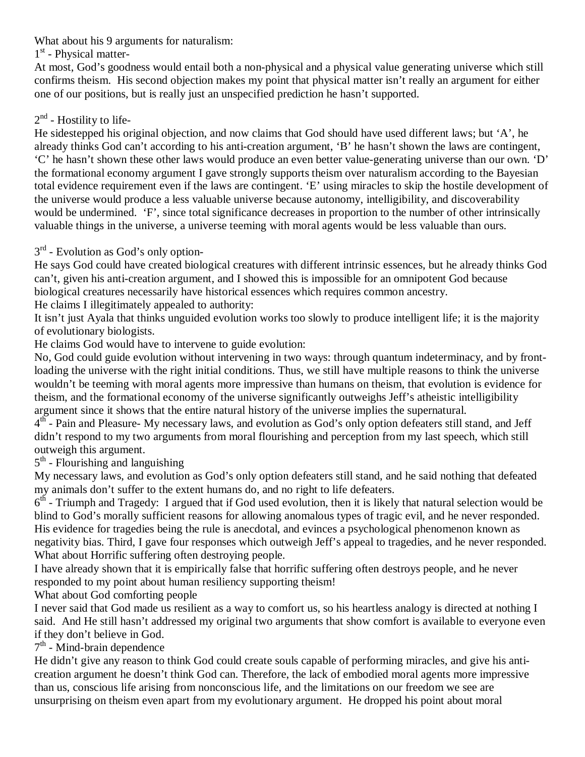What about his 9 arguments for naturalism:

1st - Physical matter-

At most, God's goodness would entail both a non-physical and a physical value generating universe which still confirms theism. His second objection makes my point that physical matter isn't really an argument for either one of our positions, but is really just an unspecified prediction he hasn't supported.

2nd - Hostility to life-

He sidestepped his original objection, and now claims that God should have used different laws; but 'A', he already thinks God can't according to his anti-creation argument, 'B' he hasn't shown the laws are contingent, 'C' he hasn't shown these other laws would produce an even better value-generating universe than our own. 'D' the formational economy argument I gave strongly supports theism over naturalism according to the Bayesian total evidence requirement even if the laws are contingent. 'E' using miracles to skip the hostile development of the universe would produce a less valuable universe because autonomy, intelligibility, and discoverability would be undermined. 'F', since total significance decreases in proportion to the number of other intrinsically valuable things in the universe, a universe teeming with moral agents would be less valuable than ours.

3rd - Evolution as God's only option-

He says God could have created biological creatures with different intrinsic essences, but he already thinks God can't, given his anti-creation argument, and I showed this is impossible for an omnipotent God because biological creatures necessarily have historical essences which requires common ancestry.

He claims I illegitimately appealed to authority:

It isn't just Ayala that thinks unguided evolution works too slowly to produce intelligent life; it is the majority of evolutionary biologists.

He claims God would have to intervene to guide evolution:

No, God could guide evolution without intervening in two ways: through quantum indeterminacy, and by front-loading the universe with the right initial conditions. Thus, we still have multiple reasons to think the universe wouldn't be teeming with moral agents more impressive than humans on theism, that evolution is evidence for theism, and the formational economy of the universe significantly outweighs Jeff's atheistic intelligibility argument since it shows that the entire natural history of the universe implies the supernatural.

4th - Pain and Pleasure- My necessary laws, and evolution as God's only option defeaters still stand, and Jeff didn't respond to my two arguments from moral flourishing and perception from my last speech, which still outweigh this argument.

5th - Flourishing and languishing

My necessary laws, and evolution as God's only option defeaters still stand, and he said nothing that defeated my animals don't suffer to the extent humans do, and no right to life defeaters.

6th - Triumph and Tragedy: I argued that if God used evolution, then it is likely that natural selection would be blind to God's morally sufficient reasons for allowing anomalous types of tragic evil, and he never responded. His evidence for tragedies being the rule is anecdotal, and evinces a psychological phenomenon known as negativity bias. Third, I gave four responses which outweigh Jeff's appeal to tragedies, and he never responded.

What about Horrific suffering often destroying people.

I have already shown that it is empirically false that horrific suffering often destroys people, and he never responded to my point about human resiliency supporting theism!

What about God comforting people

I never said that God made us resilient as a way to comfort us, so his heartless analogy is directed at nothing I said. And He still hasn't addressed my original two arguments that show comfort is available to everyone even if they don't believe in God.

7th - Mind-brain dependence

He didn't give any reason to think God could create souls capable of performing miracles, and give his anti-creation argument he doesn't think God can. Therefore, the lack of embodied moral agents more impressive than us, conscious life arising from nonconscious life, and the limitations on our freedom we see are unsurprising on theism even apart from my evolutionary argument. He dropped his point about moral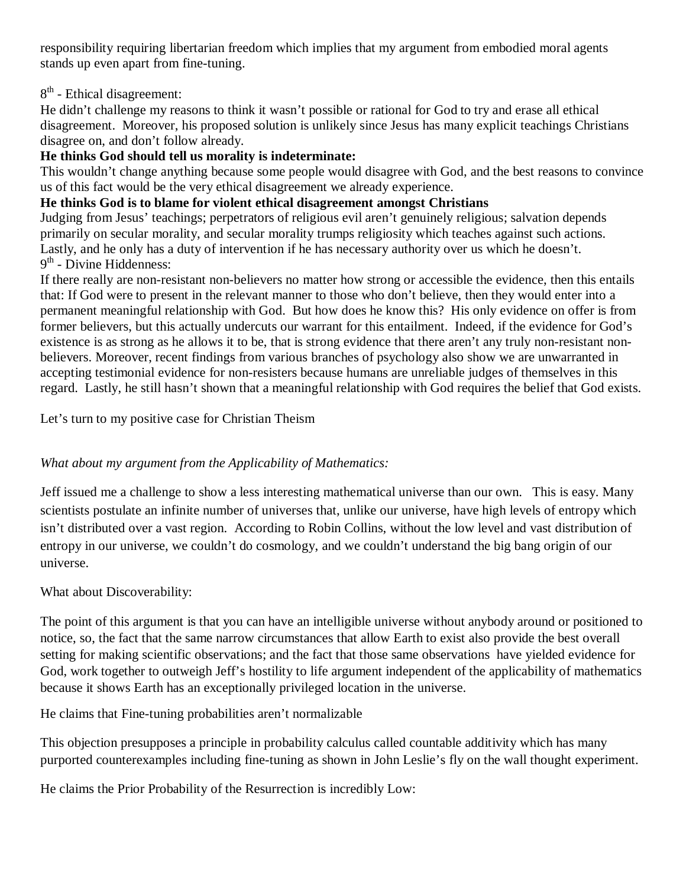responsibility requiring libertarian freedom which implies that my argument from embodied moral agents stands up even apart from fine-tuning.

8th - Ethical disagreement:

He didn't challenge my reasons to think it wasn't possible or rational for God to try and erase all ethical disagreement. Moreover, his proposed solution is unlikely since Jesus has many explicit teachings Christians disagree on, and don't follow already.

**He thinks God should tell us morality is indeterminate:**

This wouldn't change anything because some people would disagree with God, and the best reasons to convince us of this fact would be the very ethical disagreement we already experience.

**He thinks God is to blame for violent ethical disagreement amongst Christians**

Judging from Jesus' teachings; perpetrators of religious evil aren't genuinely religious; salvation depends primarily on secular morality, and secular morality trumps religiosity which teaches against such actions. Lastly, and he only has a duty of intervention if he has necessary authority over us which he doesn't.

9th - Divine Hiddenness:

If there really are non-resistant non-believers no matter how strong or accessible the evidence, then this entails that: If God were to present in the relevant manner to those who don't believe, then they would enter into a permanent meaningful relationship with God. But how does he know this? His only evidence on offer is from former believers, but this actually undercuts our warrant for this entailment. Indeed, if the evidence for God's existence is as strong as he allows it to be, that is strong evidence that there aren't any truly non-resistant non-believers. Moreover, recent findings from various branches of psychology also show we are unwarranted in accepting testimonial evidence for non-resisters because humans are unreliable judges of themselves in this regard. Lastly, he still hasn't shown that a meaningful relationship with God requires the belief that God exists.

Let's turn to my positive case for Christian Theism

*What about my argument from the Applicability of Mathematics:*

Jeff issued me a challenge to show a less interesting mathematical universe than our own. This is easy. Many scientists postulate an infinite number of universes that, unlike our universe, have high levels of entropy which isn't distributed over a vast region. According to Robin Collins, without the low level and vast distribution of entropy in our universe, we couldn't do cosmology, and we couldn't understand the big bang origin of our universe.

What about Discoverability:

The point of this argument is that you can have an intelligible universe without anybody around or positioned to notice, so, the fact that the same narrow circumstances that allow Earth to exist also provide the best overall setting for making scientific observations; and the fact that those same observations have yielded evidence for God, work together to outweigh Jeff's hostility to life argument independent of the applicability of mathematics because it shows Earth has an exceptionally privileged location in the universe.

He claims that Fine-tuning probabilities aren't normalizable

This objection presupposes a principle in probability calculus called countable additivity which has many purported counterexamples including fine-tuning as shown in John Leslie's fly on the wall thought experiment.

He claims the Prior Probability of the Resurrection is incredibly Low: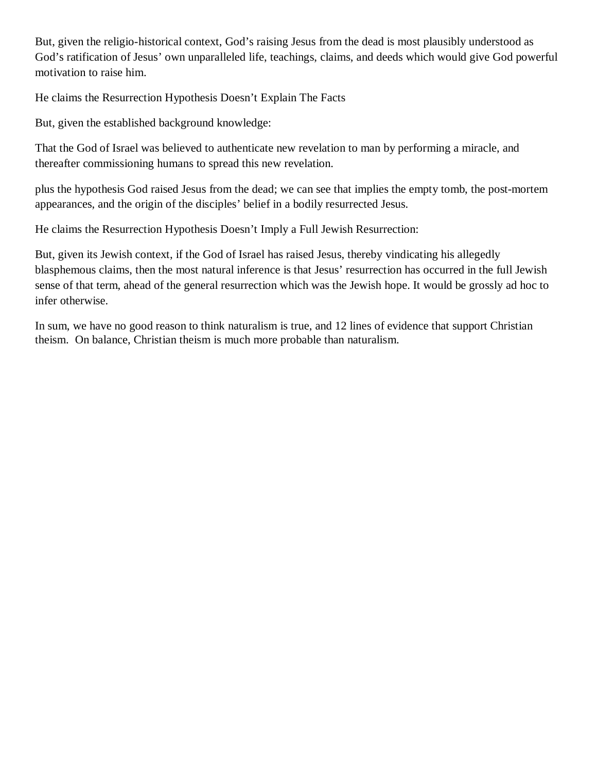But, given the religio-historical context, God's raising Jesus from the dead is most plausibly understood as God's ratification of Jesus' own unparalleled life, teachings, claims, and deeds which would give God powerful motivation to raise him.

He claims the Resurrection Hypothesis Doesn't Explain The Facts

But, given the established background knowledge:

That the God of Israel was believed to authenticate new revelation to man by performing a miracle, and thereafter commissioning humans to spread this new revelation.

plus the hypothesis God raised Jesus from the dead; we can see that implies the empty tomb, the post-mortem appearances, and the origin of the disciples' belief in a bodily resurrected Jesus.

He claims the Resurrection Hypothesis Doesn't Imply a Full Jewish Resurrection:

But, given its Jewish context, if the God of Israel has raised Jesus, thereby vindicating his allegedly blasphemous claims, then the most natural inference is that Jesus' resurrection has occurred in the full Jewish sense of that term, ahead of the general resurrection which was the Jewish hope. It would be grossly ad hoc to infer otherwise.

In sum, we have no good reason to think naturalism is true, and 12 lines of evidence that support Christian theism. On balance, Christian theism is much more probable than naturalism.